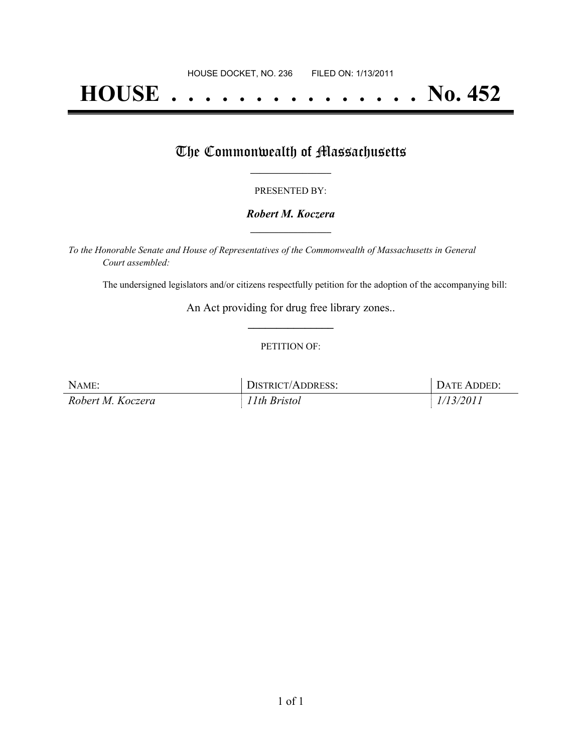HOUSE DOCKET, NO. 236 FILED ON: 1/13/2011

# HOUSE . . . . . . . . . . . . . . . No. 452

## The Commonwealth of Massachusetts

PRESENTED BY:

***Robert M. Koczera***

*To the Honorable Senate and House of Representatives of the Commonwealth of Massachusetts in General Court assembled:*

The undersigned legislators and/or citizens respectfully petition for the adoption of the accompanying bill:

An Act providing for drug free library zones..

PETITION OF:

| NAME: | DISTRICT/ADDRESS: | DATE ADDED: |
| --- | --- | --- |
| *Robert M. Koczera* | *11th Bristol* | *1/13/2011* |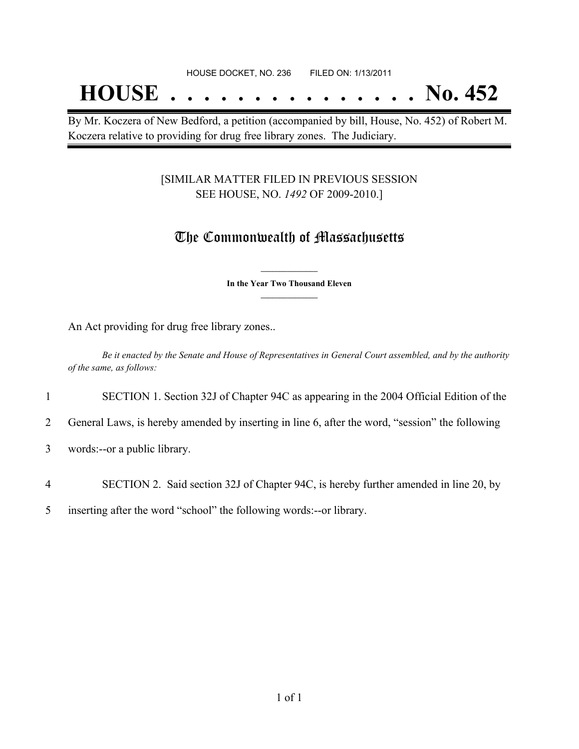HOUSE DOCKET, NO. 236        FILED ON: 1/13/2011

# HOUSE . . . . . . . . . . . . . . . No. 452

By Mr. Koczera of New Bedford, a petition (accompanied by bill, House, No. 452) of Robert M. Koczera relative to providing for drug free library zones. The Judiciary.

[SIMILAR MATTER FILED IN PREVIOUS SESSION
SEE HOUSE, NO. *1492* OF 2009-2010.]

## The Commonwealth of Massachusetts

**In the Year Two Thousand Eleven**

An Act providing for drug free library zones..

*Be it enacted by the Senate and House of Representatives in General Court assembled, and by the authority of the same, as follows:*

1 SECTION 1. Section 32J of Chapter 94C as appearing in the 2004 Official Edition of the

2 General Laws, is hereby amended by inserting in line 6, after the word, "session" the following

3 words:--or a public library.

4 SECTION 2. Said section 32J of Chapter 94C, is hereby further amended in line 20, by

5 inserting after the word "school" the following words:--or library.